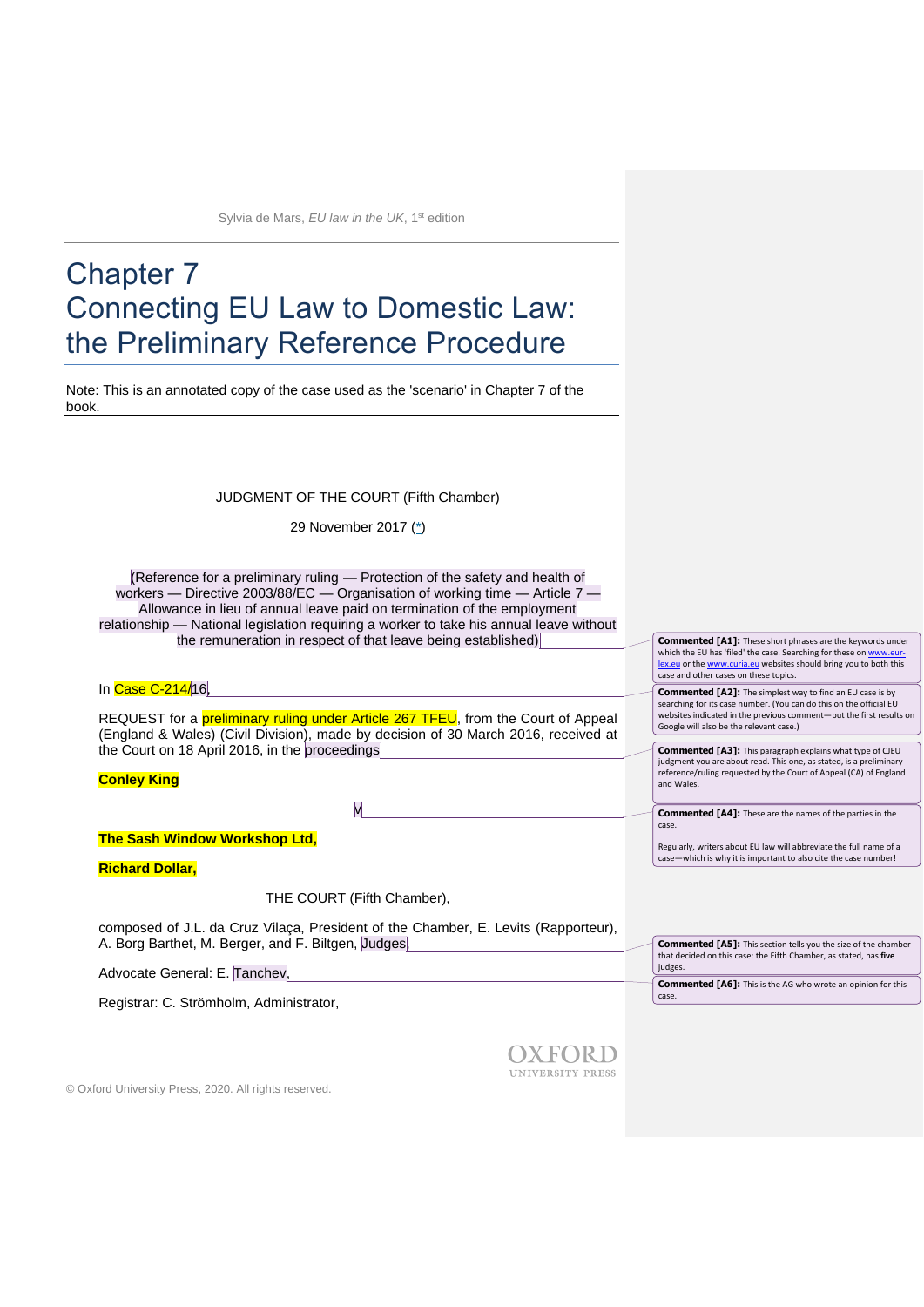# Chapter 7
# Connecting EU Law to Domestic Law: the Preliminary Reference Procedure

Note: This is an annotated copy of the case used as the 'scenario' in Chapter 7 of the book.

JUDGMENT OF THE COURT (Fifth Chamber)

29 November 2017 (*)

(Reference for a preliminary ruling — Protection of the safety and health of workers — Directive 2003/88/EC — Organisation of working time — Article 7 — Allowance in lieu of annual leave paid on termination of the employment relationship — National legislation requiring a worker to take his annual leave without the remuneration in respect of that leave being established)

In Case C-214/16,

REQUEST for a preliminary ruling under Article 267 TFEU, from the Court of Appeal (England & Wales) (Civil Division), made by decision of 30 March 2016, received at the Court on 18 April 2016, in the proceedings

**Conley King**

v

**The Sash Window Workshop Ltd,**

**Richard Dollar,**

THE COURT (Fifth Chamber),

composed of J.L. da Cruz Vilaça, President of the Chamber, E. Levits (Rapporteur), A. Borg Barthet, M. Berger, and F. Biltgen, Judges,

Advocate General: E. Tanchev,

Registrar: C. Strömholm, Administrator,

**Commented [A1]:** These short phrases are the keywords under which the EU has 'filed' the case. Searching for these on www.eur-lex.eu or the www.curia.eu websites should bring you to both this case and other cases on these topics.

**Commented [A2]:** The simplest way to find an EU case is by searching for its case number. (You can do this on the official EU websites indicated in the previous comment—but the first results on Google will also be the relevant case.)

**Commented [A3]:** This paragraph explains what type of CJEU judgment you are about read. This one, as stated, is a preliminary reference/ruling requested by the Court of Appeal (CA) of England and Wales.

**Commented [A4]:** These are the names of the parties in the case.

Regularly, writers about EU law will abbreviate the full name of a case—which is why it is important to also cite the case number!

**Commented [A5]:** This section tells you the size of the chamber that decided on this case: the Fifth Chamber, as stated, has **five** judges.

**Commented [A6]:** This is the AG who wrote an opinion for this case.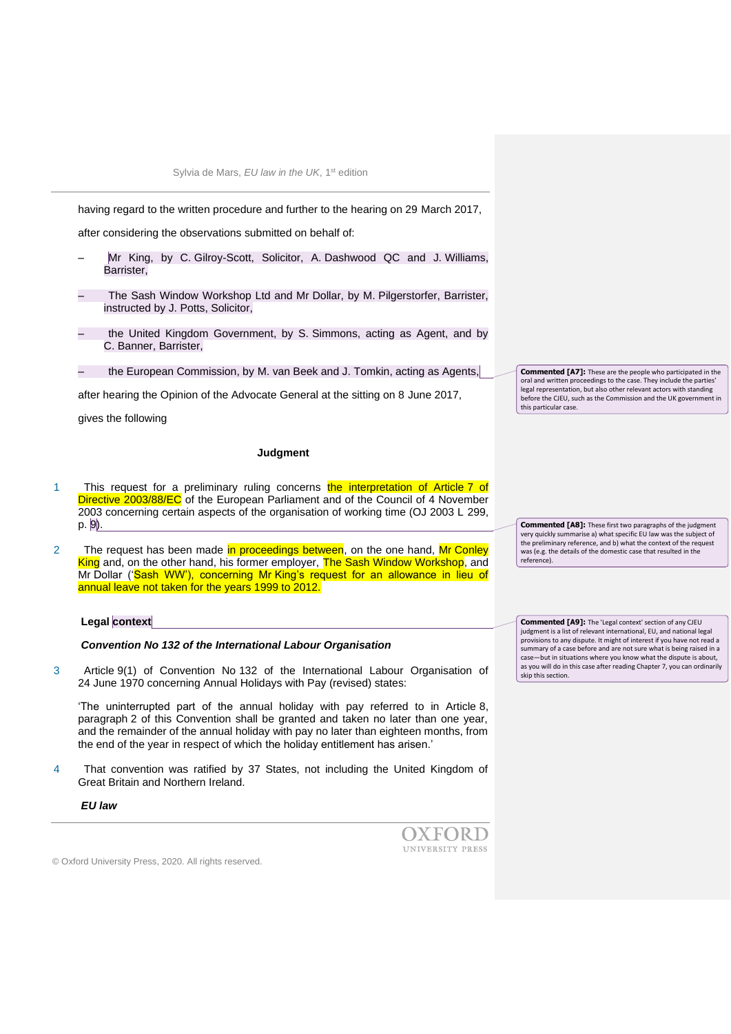having regard to the written procedure and further to the hearing on 29 March 2017,

after considering the observations submitted on behalf of:

– Mr King, by C. Gilroy-Scott, Solicitor, A. Dashwood QC and J. Williams, Barrister,

– The Sash Window Workshop Ltd and Mr Dollar, by M. Pilgerstorfer, Barrister, instructed by J. Potts, Solicitor,

– the United Kingdom Government, by S. Simmons, acting as Agent, and by C. Banner, Barrister,

– the European Commission, by M. van Beek and J. Tomkin, acting as Agents,

> **Commented [A7]:** These are the people who participated in the oral and written proceedings to the case. They include the parties' legal representation, but also other relevant actors with standing before the CJEU, such as the Commission and the UK government in this particular case.

after hearing the Opinion of the Advocate General at the sitting on 8 June 2017,

gives the following

**Judgment**

1 This request for a preliminary ruling concerns the interpretation of Article 7 of Directive 2003/88/EC of the European Parliament and of the Council of 4 November 2003 concerning certain aspects of the organisation of working time (OJ 2003 L 299, p. 9).

2 The request has been made in proceedings between, on the one hand, Mr Conley King and, on the other hand, his former employer, The Sash Window Workshop, and Mr Dollar ('Sash WW'), concerning Mr King's request for an allowance in lieu of annual leave not taken for the years 1999 to 2012.

> **Commented [A8]:** These first two paragraphs of the judgment very quickly summarise a) what specific EU law was the subject of the preliminary reference, and b) what the context of the request was (e.g. the details of the domestic case that resulted in the reference).

**Legal context**

> **Commented [A9]:** The 'Legal context' section of any CJEU judgment is a list of relevant international, EU, and national legal provisions to any dispute. It might of interest if you have not read a summary of a case before and are not sure what is being raised in a case—but in situations where you know what the dispute is about, as you will do in this case after reading Chapter 7, you can ordinarily skip this section.

***Convention No 132 of the International Labour Organisation***

3 Article 9(1) of Convention No 132 of the International Labour Organisation of 24 June 1970 concerning Annual Holidays with Pay (revised) states:

'The uninterrupted part of the annual holiday with pay referred to in Article 8, paragraph 2 of this Convention shall be granted and taken no later than one year, and the remainder of the annual holiday with pay no later than eighteen months, from the end of the year in respect of which the holiday entitlement has arisen.'

4 That convention was ratified by 37 States, not including the United Kingdom of Great Britain and Northern Ireland.

***EU law***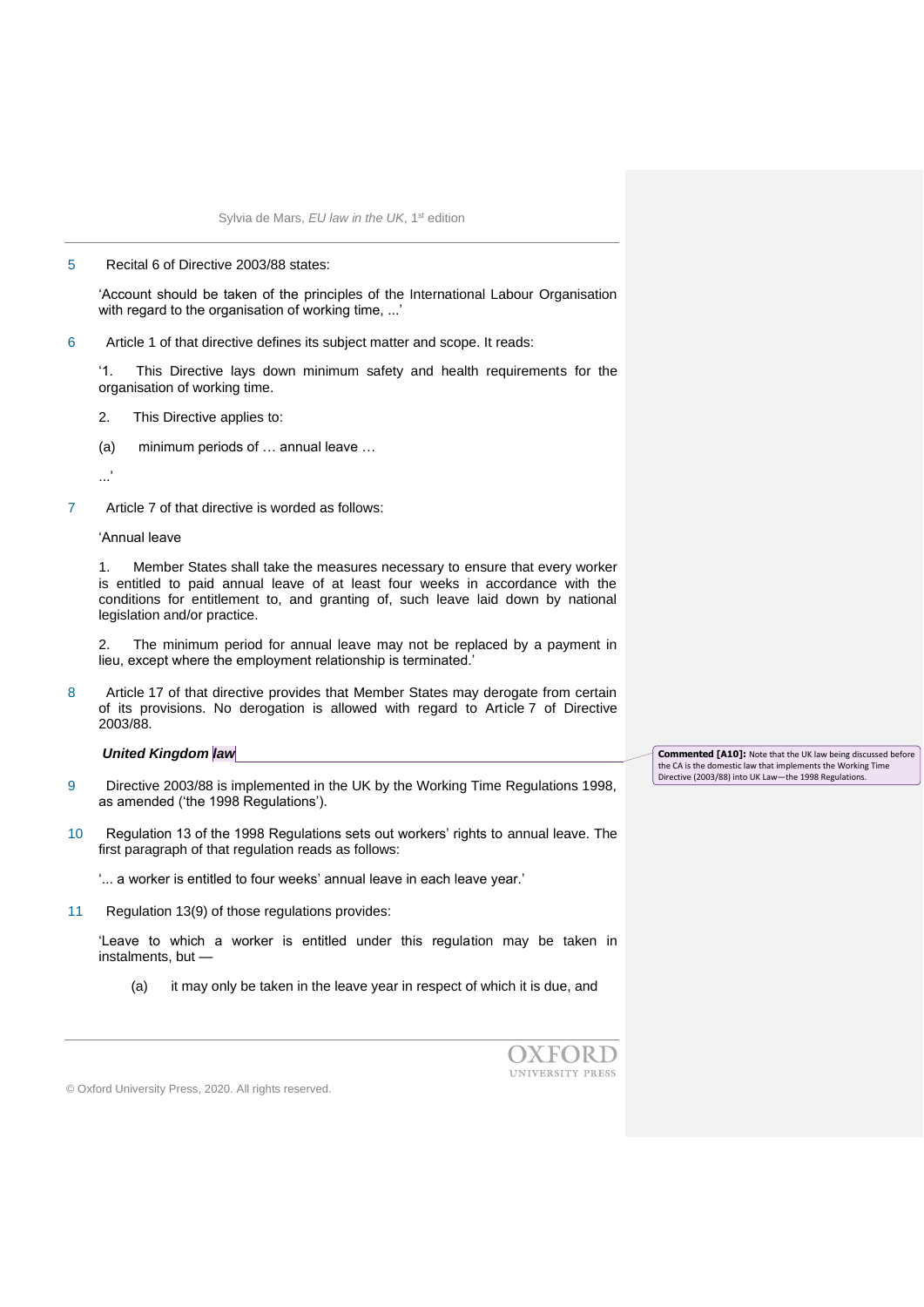5 Recital 6 of Directive 2003/88 states:

'Account should be taken of the principles of the International Labour Organisation with regard to the organisation of working time, ...'

6 Article 1 of that directive defines its subject matter and scope. It reads:

'1. This Directive lays down minimum safety and health requirements for the organisation of working time.

2. This Directive applies to:

(a) minimum periods of … annual leave …

...'

7 Article 7 of that directive is worded as follows:

'Annual leave

1. Member States shall take the measures necessary to ensure that every worker is entitled to paid annual leave of at least four weeks in accordance with the conditions for entitlement to, and granting of, such leave laid down by national legislation and/or practice.

2. The minimum period for annual leave may not be replaced by a payment in lieu, except where the employment relationship is terminated.'

8 Article 17 of that directive provides that Member States may derogate from certain of its provisions. No derogation is allowed with regard to Article 7 of Directive 2003/88.

***United Kingdom law***

**Commented [A10]:** Note that the UK law being discussed before the CA is the domestic law that implements the Working Time Directive (2003/88) into UK Law—the 1998 Regulations.

9 Directive 2003/88 is implemented in the UK by the Working Time Regulations 1998, as amended ('the 1998 Regulations').

10 Regulation 13 of the 1998 Regulations sets out workers' rights to annual leave. The first paragraph of that regulation reads as follows:

'... a worker is entitled to four weeks' annual leave in each leave year.'

11 Regulation 13(9) of those regulations provides:

'Leave to which a worker is entitled under this regulation may be taken in instalments, but —

(a) it may only be taken in the leave year in respect of which it is due, and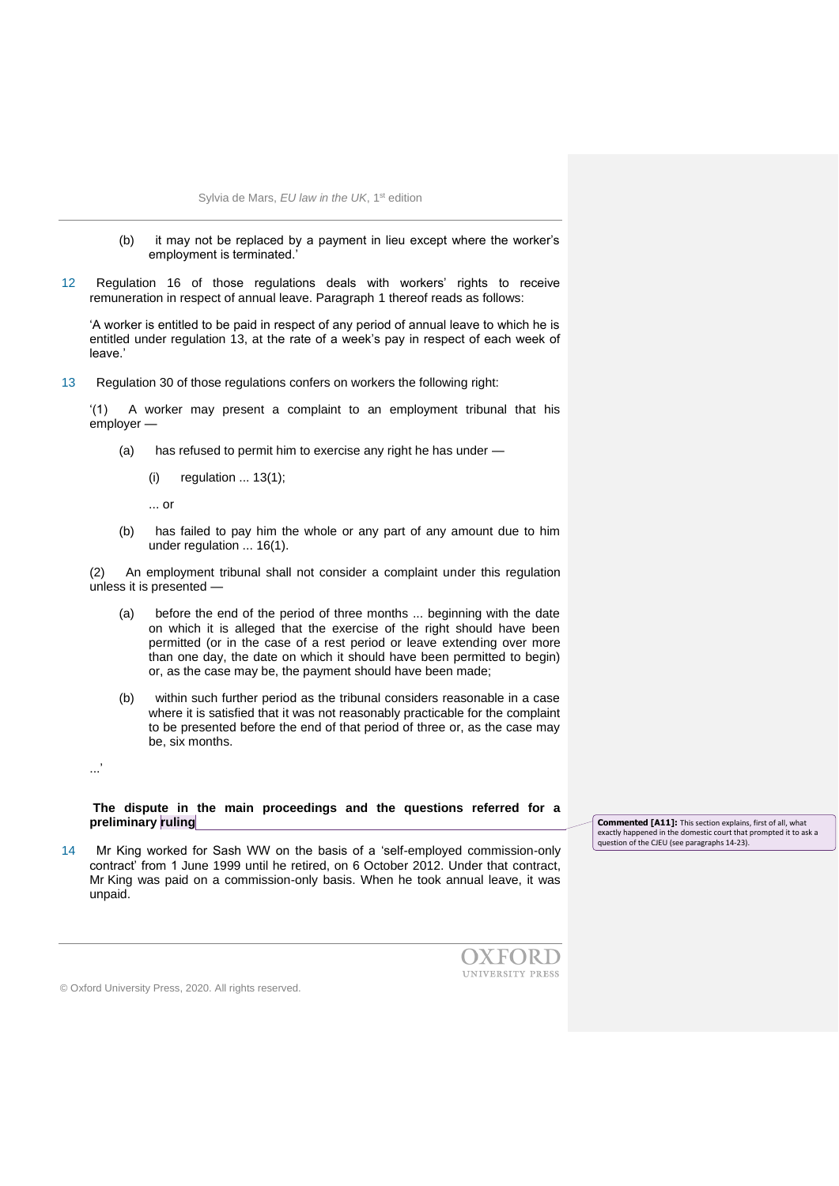(b) it may not be replaced by a payment in lieu except where the worker's employment is terminated.'

12 Regulation 16 of those regulations deals with workers' rights to receive remuneration in respect of annual leave. Paragraph 1 thereof reads as follows:

'A worker is entitled to be paid in respect of any period of annual leave to which he is entitled under regulation 13, at the rate of a week's pay in respect of each week of leave.'

13 Regulation 30 of those regulations confers on workers the following right:

'(1) A worker may present a complaint to an employment tribunal that his employer —

(a) has refused to permit him to exercise any right he has under —

(i) regulation ... 13(1);

... or

(b) has failed to pay him the whole or any part of any amount due to him under regulation ... 16(1).

(2) An employment tribunal shall not consider a complaint under this regulation unless it is presented —

(a) before the end of the period of three months ... beginning with the date on which it is alleged that the exercise of the right should have been permitted (or in the case of a rest period or leave extending over more than one day, the date on which it should have been permitted to begin) or, as the case may be, the payment should have been made;

(b) within such further period as the tribunal considers reasonable in a case where it is satisfied that it was not reasonably practicable for the complaint to be presented before the end of that period of three or, as the case may be, six months.

...'

**The dispute in the main proceedings and the questions referred for a preliminary ruling**

Commented [A11]: This section explains, first of all, what exactly happened in the domestic court that prompted it to ask a question of the CJEU (see paragraphs 14-23).

14 Mr King worked for Sash WW on the basis of a 'self-employed commission-only contract' from 1 June 1999 until he retired, on 6 October 2012. Under that contract, Mr King was paid on a commission-only basis. When he took annual leave, it was unpaid.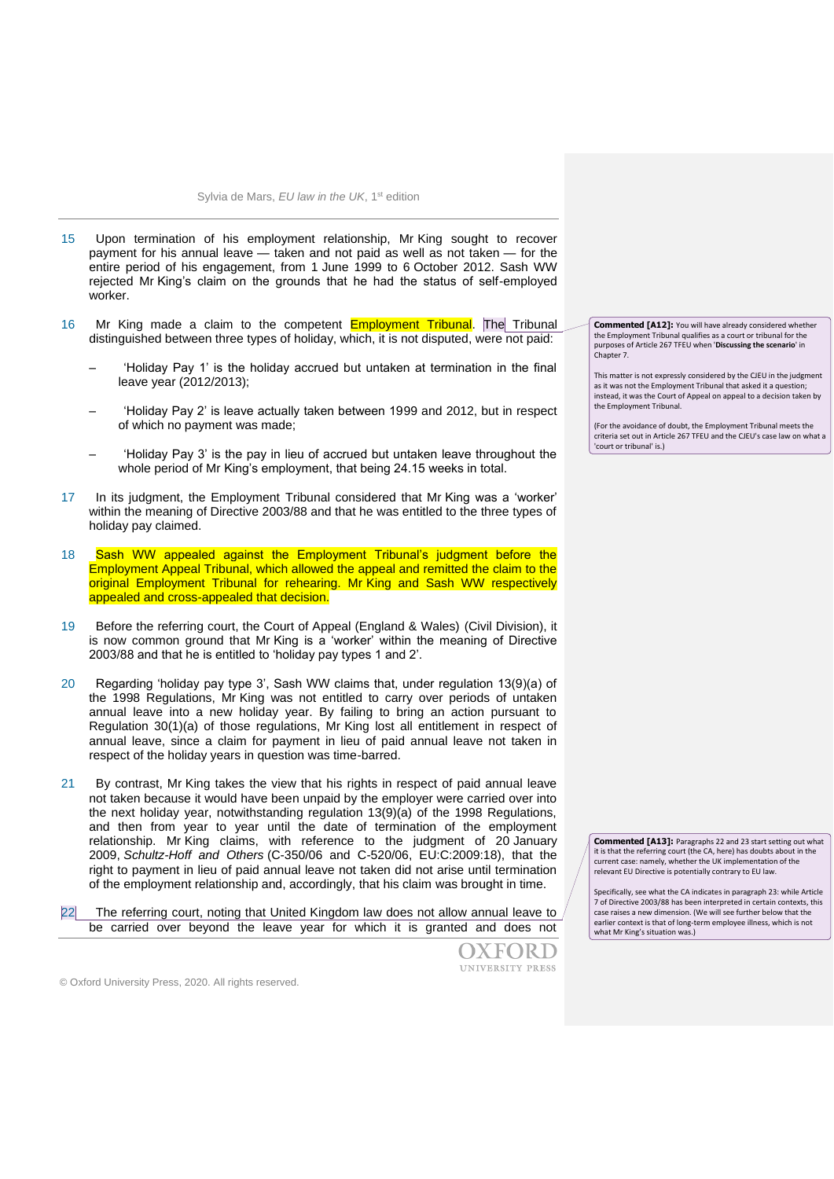15 Upon termination of his employment relationship, Mr King sought to recover payment for his annual leave — taken and not paid as well as not taken — for the entire period of his engagement, from 1 June 1999 to 6 October 2012. Sash WW rejected Mr King's claim on the grounds that he had the status of self-employed worker.

16 Mr King made a claim to the competent Employment Tribunal. The Tribunal distinguished between three types of holiday, which, it is not disputed, were not paid:

– 'Holiday Pay 1' is the holiday accrued but untaken at termination in the final leave year (2012/2013);

– 'Holiday Pay 2' is leave actually taken between 1999 and 2012, but in respect of which no payment was made;

– 'Holiday Pay 3' is the pay in lieu of accrued but untaken leave throughout the whole period of Mr King's employment, that being 24.15 weeks in total.

17 In its judgment, the Employment Tribunal considered that Mr King was a 'worker' within the meaning of Directive 2003/88 and that he was entitled to the three types of holiday pay claimed.

18 Sash WW appealed against the Employment Tribunal's judgment before the Employment Appeal Tribunal, which allowed the appeal and remitted the claim to the original Employment Tribunal for rehearing. Mr King and Sash WW respectively appealed and cross-appealed that decision.

19 Before the referring court, the Court of Appeal (England & Wales) (Civil Division), it is now common ground that Mr King is a 'worker' within the meaning of Directive 2003/88 and that he is entitled to 'holiday pay types 1 and 2'.

20 Regarding 'holiday pay type 3', Sash WW claims that, under regulation 13(9)(a) of the 1998 Regulations, Mr King was not entitled to carry over periods of untaken annual leave into a new holiday year. By failing to bring an action pursuant to Regulation 30(1)(a) of those regulations, Mr King lost all entitlement in respect of annual leave, since a claim for payment in lieu of paid annual leave not taken in respect of the holiday years in question was time-barred.

21 By contrast, Mr King takes the view that his rights in respect of paid annual leave not taken because it would have been unpaid by the employer were carried over into the next holiday year, notwithstanding regulation 13(9)(a) of the 1998 Regulations, and then from year to year until the date of termination of the employment relationship. Mr King claims, with reference to the judgment of 20 January 2009, *Schultz-Hoff and Others* (C-350/06 and C-520/06, EU:C:2009:18), that the right to payment in lieu of paid annual leave not taken did not arise until termination of the employment relationship and, accordingly, that his claim was brought in time.

22 The referring court, noting that United Kingdom law does not allow annual leave to be carried over beyond the leave year for which it is granted and does not

**Commented [A12]:** You will have already considered whether the Employment Tribunal qualifies as a court or tribunal for the purposes of Article 267 TFEU when '**Discussing the scenario**' in Chapter 7.

This matter is not expressly considered by the CJEU in the judgment as it was not the Employment Tribunal that asked it a question; instead, it was the Court of Appeal on appeal to a decision taken by the Employment Tribunal.

(For the avoidance of doubt, the Employment Tribunal meets the criteria set out in Article 267 TFEU and the CJEU's case law on what a 'court or tribunal' is.)

**Commented [A13]:** Paragraphs 22 and 23 start setting out what it is that the referring court (the CA, here) has doubts about in the current case: namely, whether the UK implementation of the relevant EU Directive is potentially contrary to EU law.

Specifically, see what the CA indicates in paragraph 23: while Article 7 of Directive 2003/88 has been interpreted in certain contexts, this case raises a new dimension. (We will see further below that the earlier context is that of long-term employee illness, which is not what Mr King's situation was.)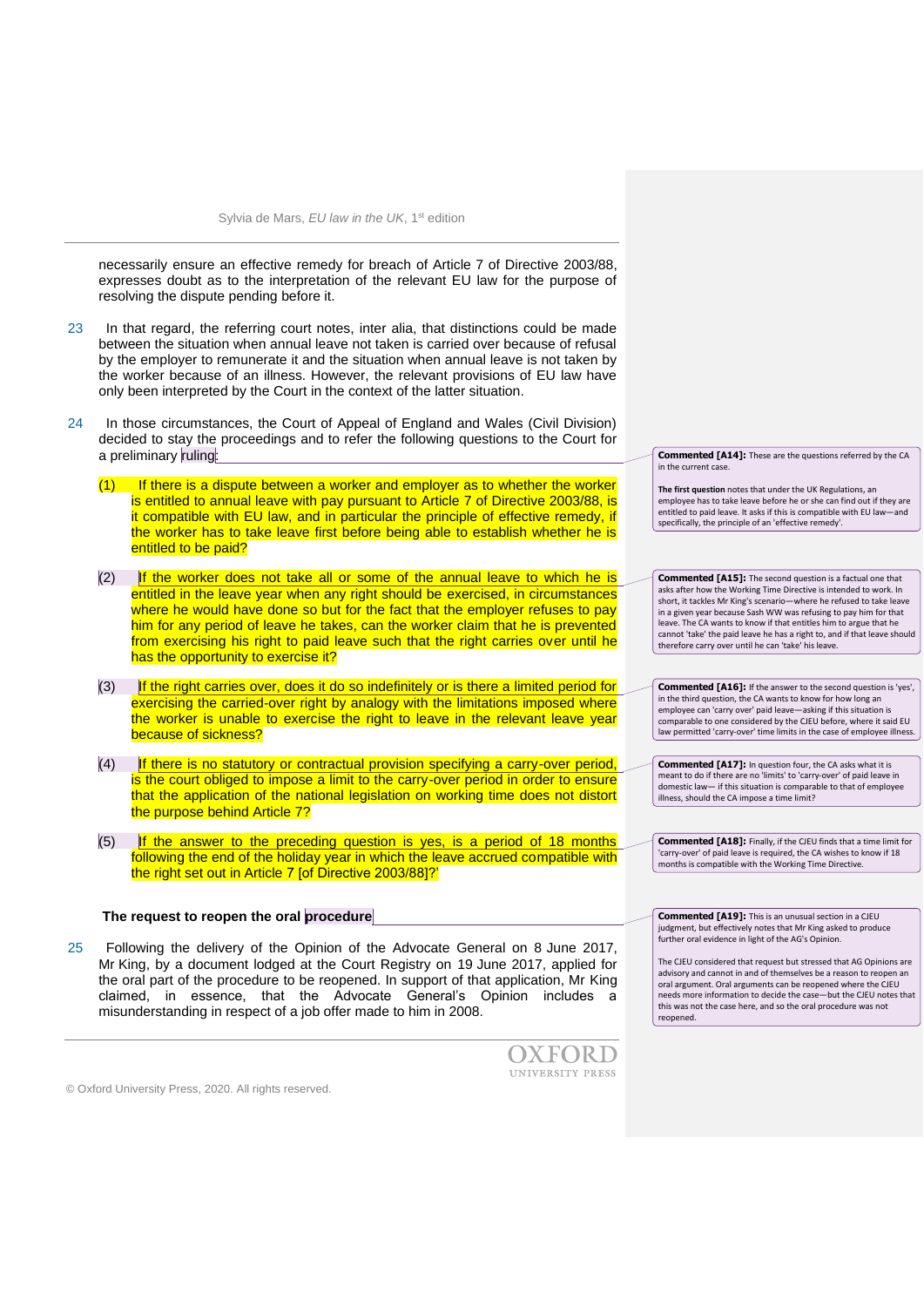necessarily ensure an effective remedy for breach of Article 7 of Directive 2003/88, expresses doubt as to the interpretation of the relevant EU law for the purpose of resolving the dispute pending before it.

23 In that regard, the referring court notes, inter alia, that distinctions could be made between the situation when annual leave not taken is carried over because of refusal by the employer to remunerate it and the situation when annual leave is not taken by the worker because of an illness. However, the relevant provisions of EU law have only been interpreted by the Court in the context of the latter situation.

24 In those circumstances, the Court of Appeal of England and Wales (Civil Division) decided to stay the proceedings and to refer the following questions to the Court for a preliminary ruling:

(1) If there is a dispute between a worker and employer as to whether the worker is entitled to annual leave with pay pursuant to Article 7 of Directive 2003/88, is it compatible with EU law, and in particular the principle of effective remedy, if the worker has to take leave first before being able to establish whether he is entitled to be paid?

(2) If the worker does not take all or some of the annual leave to which he is entitled in the leave year when any right should be exercised, in circumstances where he would have done so but for the fact that the employer refuses to pay him for any period of leave he takes, can the worker claim that he is prevented from exercising his right to paid leave such that the right carries over until he has the opportunity to exercise it?

(3) If the right carries over, does it do so indefinitely or is there a limited period for exercising the carried-over right by analogy with the limitations imposed where the worker is unable to exercise the right to leave in the relevant leave year because of sickness?

(4) If there is no statutory or contractual provision specifying a carry-over period, is the court obliged to impose a limit to the carry-over period in order to ensure that the application of the national legislation on working time does not distort the purpose behind Article 7?

(5) If the answer to the preceding question is yes, is a period of 18 months following the end of the holiday year in which the leave accrued compatible with the right set out in Article 7 [of Directive 2003/88]?'

**The request to reopen the oral procedure**

25 Following the delivery of the Opinion of the Advocate General on 8 June 2017, Mr King, by a document lodged at the Court Registry on 19 June 2017, applied for the oral part of the procedure to be reopened. In support of that application, Mr King claimed, in essence, that the Advocate General's Opinion includes a misunderstanding in respect of a job offer made to him in 2008.

**Commented [A14]:** These are the questions referred by the CA in the current case.

**The first question** notes that under the UK Regulations, an employee has to take leave before he or she can find out if they are entitled to paid leave. It asks if this is compatible with EU law—and specifically, the principle of an 'effective remedy'.

**Commented [A15]:** The second question is a factual one that asks after how the Working Time Directive is intended to work. In short, it tackles Mr King's scenario—where he refused to take leave in a given year because Sash WW was refusing to pay him for that leave. The CA wants to know if that entitles him to argue that he cannot 'take' the paid leave he has a right to, and if that leave should therefore carry over until he can 'take' his leave.

**Commented [A16]:** If the answer to the second question is 'yes', in the third question, the CA wants to know for how long an employee can 'carry over' paid leave—asking if this situation is comparable to one considered by the CJEU before, where it said EU law permitted 'carry-over' time limits in the case of employee illness.

**Commented [A17]:** In question four, the CA asks what it is meant to do if there are no 'limits' to 'carry-over' of paid leave in domestic law— if this situation is comparable to that of employee illness, should the CA impose a time limit?

**Commented [A18]:** Finally, if the CJEU finds that a time limit for 'carry-over' of paid leave is required, the CA wishes to know if 18 months is compatible with the Working Time Directive.

**Commented [A19]:** This is an unusual section in a CJEU judgment, but effectively notes that Mr King asked to produce further oral evidence in light of the AG's Opinion.

The CJEU considered that request but stressed that AG Opinions are advisory and cannot in and of themselves be a reason to reopen an oral argument. Oral arguments can be reopened where the CJEU needs more information to decide the case—but the CJEU notes that this was not the case here, and so the oral procedure was not reopened.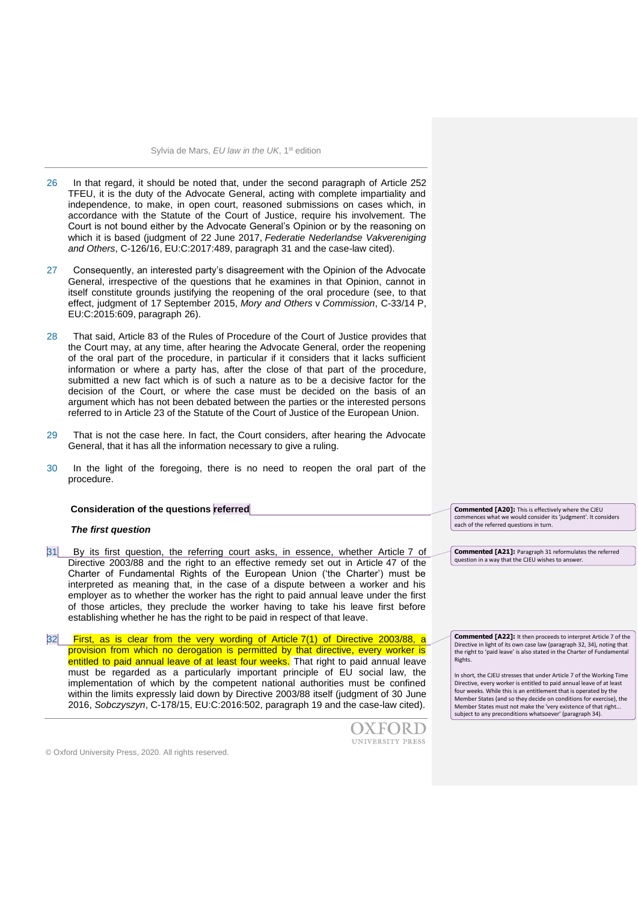26 In that regard, it should be noted that, under the second paragraph of Article 252 TFEU, it is the duty of the Advocate General, acting with complete impartiality and independence, to make, in open court, reasoned submissions on cases which, in accordance with the Statute of the Court of Justice, require his involvement. The Court is not bound either by the Advocate General's Opinion or by the reasoning on which it is based (judgment of 22 June 2017, *Federatie Nederlandse Vakvereniging and Others*, C-126/16, EU:C:2017:489, paragraph 31 and the case-law cited).

27 Consequently, an interested party's disagreement with the Opinion of the Advocate General, irrespective of the questions that he examines in that Opinion, cannot in itself constitute grounds justifying the reopening of the oral procedure (see, to that effect, judgment of 17 September 2015, *Mory and Others* v *Commission*, C-33/14 P, EU:C:2015:609, paragraph 26).

28 That said, Article 83 of the Rules of Procedure of the Court of Justice provides that the Court may, at any time, after hearing the Advocate General, order the reopening of the oral part of the procedure, in particular if it considers that it lacks sufficient information or where a party has, after the close of that part of the procedure, submitted a new fact which is of such a nature as to be a decisive factor for the decision of the Court, or where the case must be decided on the basis of an argument which has not been debated between the parties or the interested persons referred to in Article 23 of the Statute of the Court of Justice of the European Union.

29 That is not the case here. In fact, the Court considers, after hearing the Advocate General, that it has all the information necessary to give a ruling.

30 In the light of the foregoing, there is no need to reopen the oral part of the procedure.

**Consideration of the questions referred**

> **Commented [A20]:** This is effectively where the CJEU commences what we would consider its 'judgment'. It considers each of the referred questions in turn.

***The first question***

31 By its first question, the referring court asks, in essence, whether Article 7 of Directive 2003/88 and the right to an effective remedy set out in Article 47 of the Charter of Fundamental Rights of the European Union ('the Charter') must be interpreted as meaning that, in the case of a dispute between a worker and his employer as to whether the worker has the right to paid annual leave under the first of those articles, they preclude the worker having to take his leave first before establishing whether he has the right to be paid in respect of that leave.

> **Commented [A21]:** Paragraph 31 reformulates the referred question in a way that the CJEU wishes to answer.

32 First, as is clear from the very wording of Article 7(1) of Directive 2003/88, a provision from which no derogation is permitted by that directive, every worker is entitled to paid annual leave of at least four weeks. That right to paid annual leave must be regarded as a particularly important principle of EU social law, the implementation of which by the competent national authorities must be confined within the limits expressly laid down by Directive 2003/88 itself (judgment of 30 June 2016, *Sobczyszyn*, C-178/15, EU:C:2016:502, paragraph 19 and the case-law cited).

> **Commented [A22]:** It then proceeds to interpret Article 7 of the Directive in light of its own case law (paragraph 32, 34), noting that the right to 'paid leave' is also stated in the Charter of Fundamental Rights.
>
> In short, the CJEU stresses that under Article 7 of the Working Time Directive, every worker is entitled to paid annual leave of at least four weeks. While this is an entitlement that is operated by the Member States (and so they decide on conditions for exercise), the Member States must not make the 'very existence of that right… subject to any preconditions whatsoever' (paragraph 34).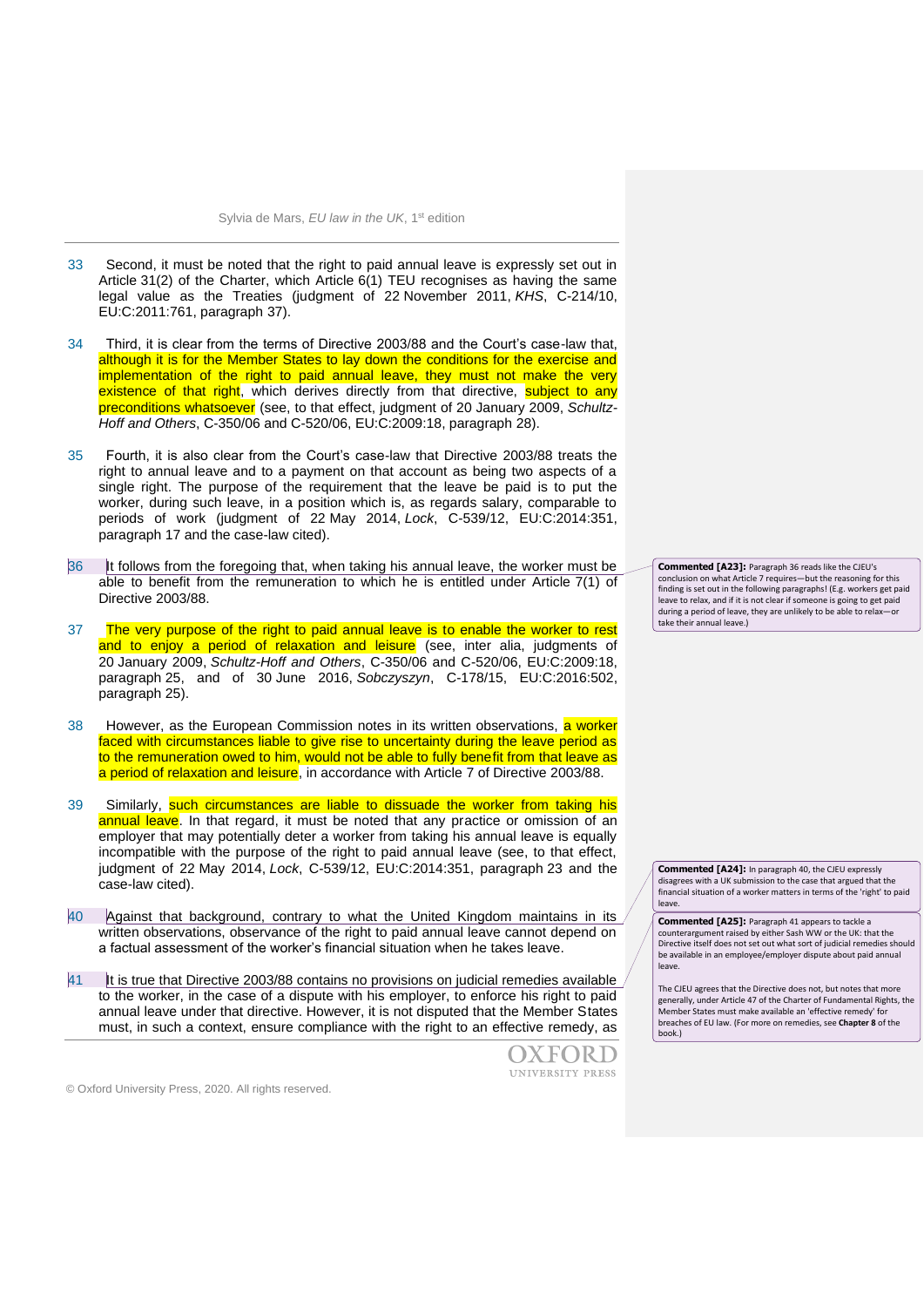33 Second, it must be noted that the right to paid annual leave is expressly set out in Article 31(2) of the Charter, which Article 6(1) TEU recognises as having the same legal value as the Treaties (judgment of 22 November 2011, *KHS*, C-214/10, EU:C:2011:761, paragraph 37).

34 Third, it is clear from the terms of Directive 2003/88 and the Court's case-law that, although it is for the Member States to lay down the conditions for the exercise and implementation of the right to paid annual leave, they must not make the very existence of that right, which derives directly from that directive, subject to any preconditions whatsoever (see, to that effect, judgment of 20 January 2009, *Schultz-Hoff and Others*, C-350/06 and C-520/06, EU:C:2009:18, paragraph 28).

35 Fourth, it is also clear from the Court's case-law that Directive 2003/88 treats the right to annual leave and to a payment on that account as being two aspects of a single right. The purpose of the requirement that the leave be paid is to put the worker, during such leave, in a position which is, as regards salary, comparable to periods of work (judgment of 22 May 2014, *Lock*, C-539/12, EU:C:2014:351, paragraph 17 and the case-law cited).

36 It follows from the foregoing that, when taking his annual leave, the worker must be able to benefit from the remuneration to which he is entitled under Article 7(1) of Directive 2003/88.

> **Commented [A23]:** Paragraph 36 reads like the CJEU's conclusion on what Article 7 requires—but the reasoning for this finding is set out in the following paragraphs! (E.g. workers get paid leave to relax, and if it is not clear if someone is going to get paid during a period of leave, they are unlikely to be able to relax—or take their annual leave.)

37 The very purpose of the right to paid annual leave is to enable the worker to rest and to enjoy a period of relaxation and leisure (see, inter alia, judgments of 20 January 2009, *Schultz-Hoff and Others*, C-350/06 and C-520/06, EU:C:2009:18, paragraph 25, and of 30 June 2016, *Sobczyszyn*, C-178/15, EU:C:2016:502, paragraph 25).

38 However, as the European Commission notes in its written observations, a worker faced with circumstances liable to give rise to uncertainty during the leave period as to the remuneration owed to him, would not be able to fully benefit from that leave as a period of relaxation and leisure, in accordance with Article 7 of Directive 2003/88.

39 Similarly, such circumstances are liable to dissuade the worker from taking his annual leave. In that regard, it must be noted that any practice or omission of an employer that may potentially deter a worker from taking his annual leave is equally incompatible with the purpose of the right to paid annual leave (see, to that effect, judgment of 22 May 2014, *Lock*, C-539/12, EU:C:2014:351, paragraph 23 and the case-law cited).

40 Against that background, contrary to what the United Kingdom maintains in its written observations, observance of the right to paid annual leave cannot depend on a factual assessment of the worker's financial situation when he takes leave.

> **Commented [A24]:** In paragraph 40, the CJEU expressly disagrees with a UK submission to the case that argued that the financial situation of a worker matters in terms of the 'right' to paid leave.

41 It is true that Directive 2003/88 contains no provisions on judicial remedies available to the worker, in the case of a dispute with his employer, to enforce his right to paid annual leave under that directive. However, it is not disputed that the Member States must, in such a context, ensure compliance with the right to an effective remedy, as

> **Commented [A25]:** Paragraph 41 appears to tackle a counterargument raised by either Sash WW or the UK: that the Directive itself does not set out what sort of judicial remedies should be available in an employee/employer dispute about paid annual leave.
>
> The CJEU agrees that the Directive does not, but notes that more generally, under Article 47 of the Charter of Fundamental Rights, the Member States must make available an 'effective remedy' for breaches of EU law. (For more on remedies, see **Chapter 8** of the book.)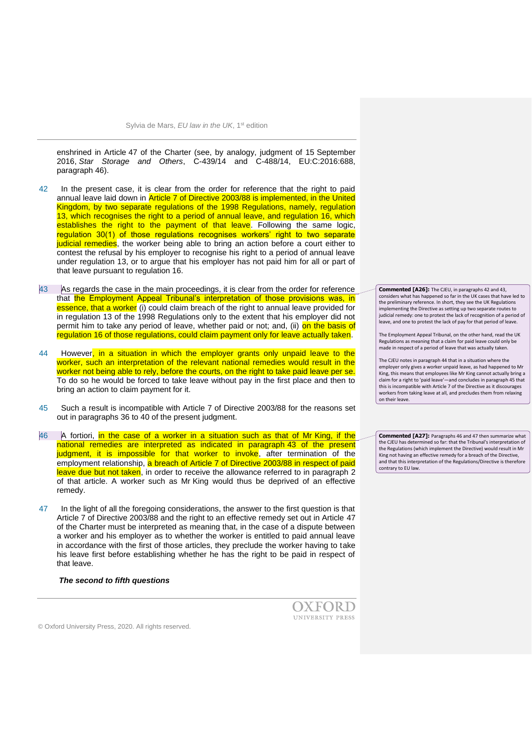enshrined in Article 47 of the Charter (see, by analogy, judgment of 15 September 2016, *Star Storage and Others*, C-439/14 and C-488/14, EU:C:2016:688, paragraph 46).

42 In the present case, it is clear from the order for reference that the right to paid annual leave laid down in Article 7 of Directive 2003/88 is implemented, in the United Kingdom, by two separate regulations of the 1998 Regulations, namely, regulation 13, which recognises the right to a period of annual leave, and regulation 16, which establishes the right to the payment of that leave. Following the same logic, regulation 30(1) of those regulations recognises workers' right to two separate judicial remedies, the worker being able to bring an action before a court either to contest the refusal by his employer to recognise his right to a period of annual leave under regulation 13, or to argue that his employer has not paid him for all or part of that leave pursuant to regulation 16.

43 As regards the case in the main proceedings, it is clear from the order for reference that the Employment Appeal Tribunal's interpretation of those provisions was, in essence, that a worker (i) could claim breach of the right to annual leave provided for in regulation 13 of the 1998 Regulations only to the extent that his employer did not permit him to take any period of leave, whether paid or not; and, (ii) on the basis of regulation 16 of those regulations, could claim payment only for leave actually taken.

44 However, in a situation in which the employer grants only unpaid leave to the worker, such an interpretation of the relevant national remedies would result in the worker not being able to rely, before the courts, on the right to take paid leave per se. To do so he would be forced to take leave without pay in the first place and then to bring an action to claim payment for it.

45 Such a result is incompatible with Article 7 of Directive 2003/88 for the reasons set out in paragraphs 36 to 40 of the present judgment.

46 A fortiori, in the case of a worker in a situation such as that of Mr King, if the national remedies are interpreted as indicated in paragraph 43 of the present judgment, it is impossible for that worker to invoke, after termination of the employment relationship, a breach of Article 7 of Directive 2003/88 in respect of paid leave due but not taken, in order to receive the allowance referred to in paragraph 2 of that article. A worker such as Mr King would thus be deprived of an effective remedy.

47 In the light of all the foregoing considerations, the answer to the first question is that Article 7 of Directive 2003/88 and the right to an effective remedy set out in Article 47 of the Charter must be interpreted as meaning that, in the case of a dispute between a worker and his employer as to whether the worker is entitled to paid annual leave in accordance with the first of those articles, they preclude the worker having to take his leave first before establishing whether he has the right to be paid in respect of that leave.

***The second to fifth questions***

**Commented [A26]:** The CJEU, in paragraphs 42 and 43, considers what has happened so far in the UK cases that have led to the preliminary reference. In short, they see the UK Regulations implementing the Directive as setting up two separate routes to judicial remedy: one to protest the lack of recognition of a period of leave, and one to protest the lack of pay for that period of leave.

The Employment Appeal Tribunal, on the other hand, read the UK Regulations as meaning that a claim for paid leave could only be made in respect of a period of leave that was actually taken.

The CJEU notes in paragraph 44 that in a situation where the employer only gives a worker unpaid leave, as had happened to Mr King, this means that employees like Mr King cannot actually bring a claim for a right to 'paid leave'—and concludes in paragraph 45 that this is incompatible with Article 7 of the Directive as it discourages workers from taking leave at all, and precludes them from relaxing on their leave.

**Commented [A27]:** Paragraphs 46 and 47 then summarize what the CJEU has determined so far: that the Tribunal's interpretation of the Regulations (which implement the Directive) would result in Mr King not having an effective remedy for a breach of the Directive, and that this interpretation of the Regulations/Directive is therefore contrary to EU law.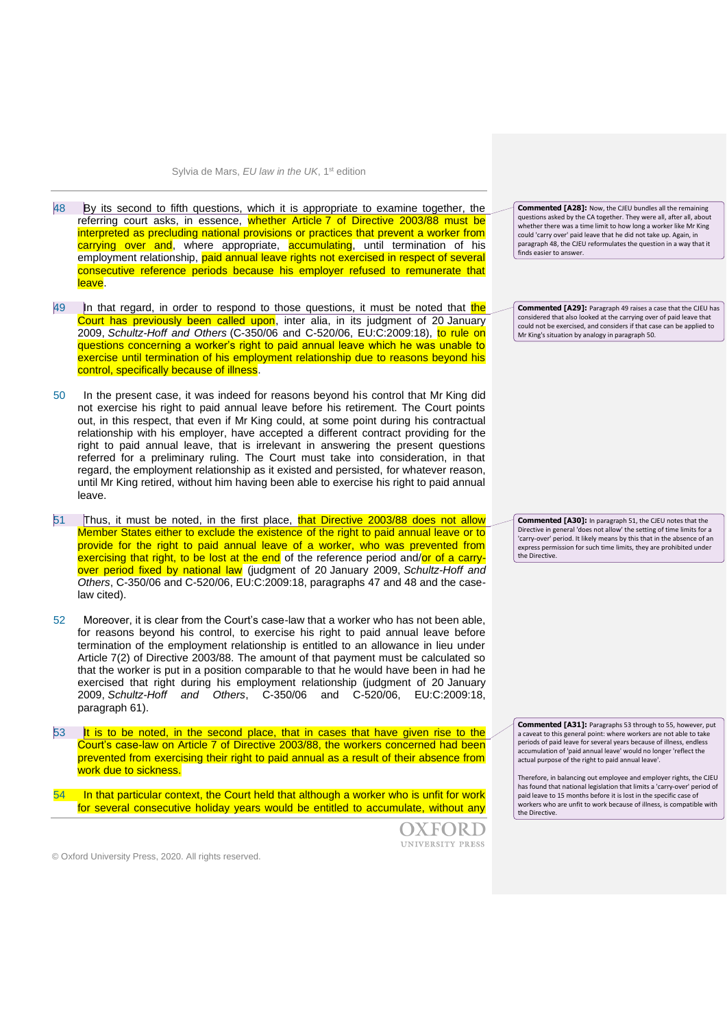48 By its second to fifth questions, which it is appropriate to examine together, the referring court asks, in essence, whether Article 7 of Directive 2003/88 must be interpreted as precluding national provisions or practices that prevent a worker from carrying over and, where appropriate, accumulating, until termination of his employment relationship, paid annual leave rights not exercised in respect of several consecutive reference periods because his employer refused to remunerate that leave.

> **Commented [A28]:** Now, the CJEU bundles all the remaining questions asked by the CA together. They were all, after all, about whether there was a time limit to how long a worker like Mr King could 'carry over' paid leave that he did not take up. Again, in paragraph 48, the CJEU reformulates the question in a way that it finds easier to answer.

49 In that regard, in order to respond to those questions, it must be noted that the Court has previously been called upon, inter alia, in its judgment of 20 January 2009, *Schultz-Hoff and Others* (C-350/06 and C-520/06, EU:C:2009:18), to rule on questions concerning a worker's right to paid annual leave which he was unable to exercise until termination of his employment relationship due to reasons beyond his control, specifically because of illness.

> **Commented [A29]:** Paragraph 49 raises a case that the CJEU has considered that also looked at the carrying over of paid leave that could not be exercised, and considers if that case can be applied to Mr King's situation by analogy in paragraph 50.

50 In the present case, it was indeed for reasons beyond his control that Mr King did not exercise his right to paid annual leave before his retirement. The Court points out, in this respect, that even if Mr King could, at some point during his contractual relationship with his employer, have accepted a different contract providing for the right to paid annual leave, that is irrelevant in answering the present questions referred for a preliminary ruling. The Court must take into consideration, in that regard, the employment relationship as it existed and persisted, for whatever reason, until Mr King retired, without him having been able to exercise his right to paid annual leave.

51 Thus, it must be noted, in the first place, that Directive 2003/88 does not allow Member States either to exclude the existence of the right to paid annual leave or to provide for the right to paid annual leave of a worker, who was prevented from exercising that right, to be lost at the end of the reference period and/or of a carry-over period fixed by national law (judgment of 20 January 2009, *Schultz-Hoff and Others*, C-350/06 and C-520/06, EU:C:2009:18, paragraphs 47 and 48 and the case-law cited).

> **Commented [A30]:** In paragraph 51, the CJEU notes that the Directive in general 'does not allow' the setting of time limits for a 'carry-over' period. It likely means by this that in the absence of an express permission for such time limits, they are prohibited under the Directive.

52 Moreover, it is clear from the Court's case-law that a worker who has not been able, for reasons beyond his control, to exercise his right to paid annual leave before termination of the employment relationship is entitled to an allowance in lieu under Article 7(2) of Directive 2003/88. The amount of that payment must be calculated so that the worker is put in a position comparable to that he would have been in had he exercised that right during his employment relationship (judgment of 20 January 2009, *Schultz-Hoff and Others*, C-350/06 and C-520/06, EU:C:2009:18, paragraph 61).

53 It is to be noted, in the second place, that in cases that have given rise to the Court's case-law on Article 7 of Directive 2003/88, the workers concerned had been prevented from exercising their right to paid annual as a result of their absence from work due to sickness.

> **Commented [A31]:** Paragraphs 53 through to 55, however, put a caveat to this general point: where workers are not able to take periods of paid leave for several years because of illness, endless accumulation of 'paid annual leave' would no longer 'reflect the actual purpose of the right to paid annual leave'.
>
> Therefore, in balancing out employee and employer rights, the CJEU has found that national legislation that limits a 'carry-over' period of paid leave to 15 months before it is lost in the specific case of workers who are unfit to work because of illness, is compatible with the Directive.

54 In that particular context, the Court held that although a worker who is unfit for work for several consecutive holiday years would be entitled to accumulate, without any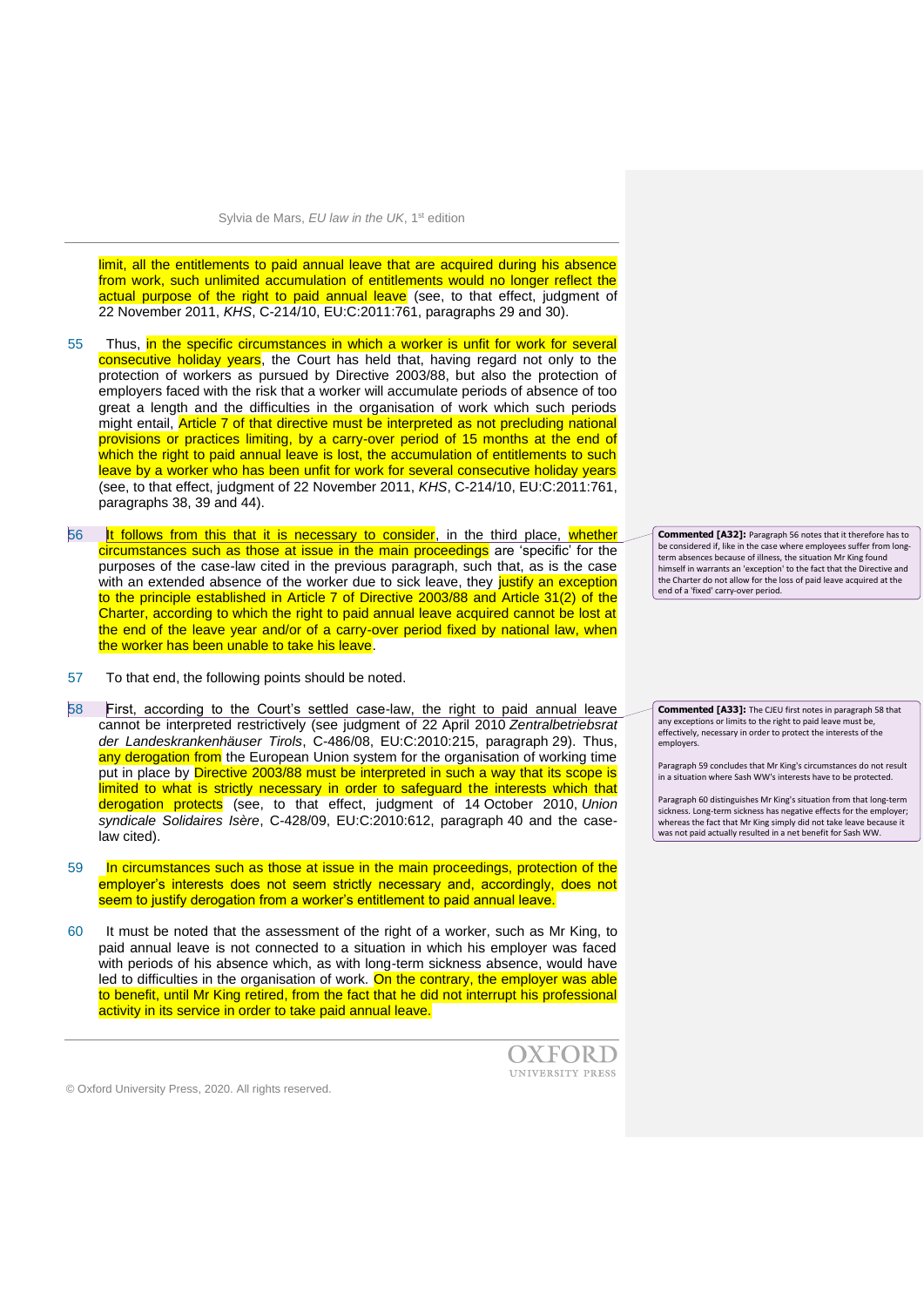limit, all the entitlements to paid annual leave that are acquired during his absence from work, such unlimited accumulation of entitlements would no longer reflect the actual purpose of the right to paid annual leave (see, to that effect, judgment of 22 November 2011, *KHS*, C-214/10, EU:C:2011:761, paragraphs 29 and 30).

55 Thus, in the specific circumstances in which a worker is unfit for work for several consecutive holiday years, the Court has held that, having regard not only to the protection of workers as pursued by Directive 2003/88, but also the protection of employers faced with the risk that a worker will accumulate periods of absence of too great a length and the difficulties in the organisation of work which such periods might entail, Article 7 of that directive must be interpreted as not precluding national provisions or practices limiting, by a carry-over period of 15 months at the end of which the right to paid annual leave is lost, the accumulation of entitlements to such leave by a worker who has been unfit for work for several consecutive holiday years (see, to that effect, judgment of 22 November 2011, *KHS*, C-214/10, EU:C:2011:761, paragraphs 38, 39 and 44).

56 It follows from this that it is necessary to consider, in the third place, whether circumstances such as those at issue in the main proceedings are 'specific' for the purposes of the case-law cited in the previous paragraph, such that, as is the case with an extended absence of the worker due to sick leave, they justify an exception to the principle established in Article 7 of Directive 2003/88 and Article 31(2) of the Charter, according to which the right to paid annual leave acquired cannot be lost at the end of the leave year and/or of a carry-over period fixed by national law, when the worker has been unable to take his leave.

> **Commented [A32]:** Paragraph 56 notes that it therefore has to be considered if, like in the case where employees suffer from long-term absences because of illness, the situation Mr King found himself in warrants an 'exception' to the fact that the Directive and the Charter do not allow for the loss of paid leave acquired at the end of a 'fixed' carry-over period.

57 To that end, the following points should be noted.

58 First, according to the Court's settled case-law, the right to paid annual leave cannot be interpreted restrictively (see judgment of 22 April 2010 *Zentralbetriebsrat der Landeskrankenhäuser Tirols*, C-486/08, EU:C:2010:215, paragraph 29). Thus, any derogation from the European Union system for the organisation of working time put in place by Directive 2003/88 must be interpreted in such a way that its scope is limited to what is strictly necessary in order to safeguard the interests which that derogation protects (see, to that effect, judgment of 14 October 2010, *Union syndicale Solidaires Isère*, C-428/09, EU:C:2010:612, paragraph 40 and the case-law cited).

> **Commented [A33]:** The CJEU first notes in paragraph 58 that any exceptions or limits to the right to paid leave must be, effectively, necessary in order to protect the interests of the employers.
>
> Paragraph 59 concludes that Mr King's circumstances do not result in a situation where Sash WW's interests have to be protected.
>
> Paragraph 60 distinguishes Mr King's situation from that long-term sickness. Long-term sickness has negative effects for the employer; whereas the fact that Mr King simply did not take leave because it was not paid actually resulted in a net benefit for Sash WW.

59 In circumstances such as those at issue in the main proceedings, protection of the employer's interests does not seem strictly necessary and, accordingly, does not seem to justify derogation from a worker's entitlement to paid annual leave.

60 It must be noted that the assessment of the right of a worker, such as Mr King, to paid annual leave is not connected to a situation in which his employer was faced with periods of his absence which, as with long-term sickness absence, would have led to difficulties in the organisation of work. On the contrary, the employer was able to benefit, until Mr King retired, from the fact that he did not interrupt his professional activity in its service in order to take paid annual leave.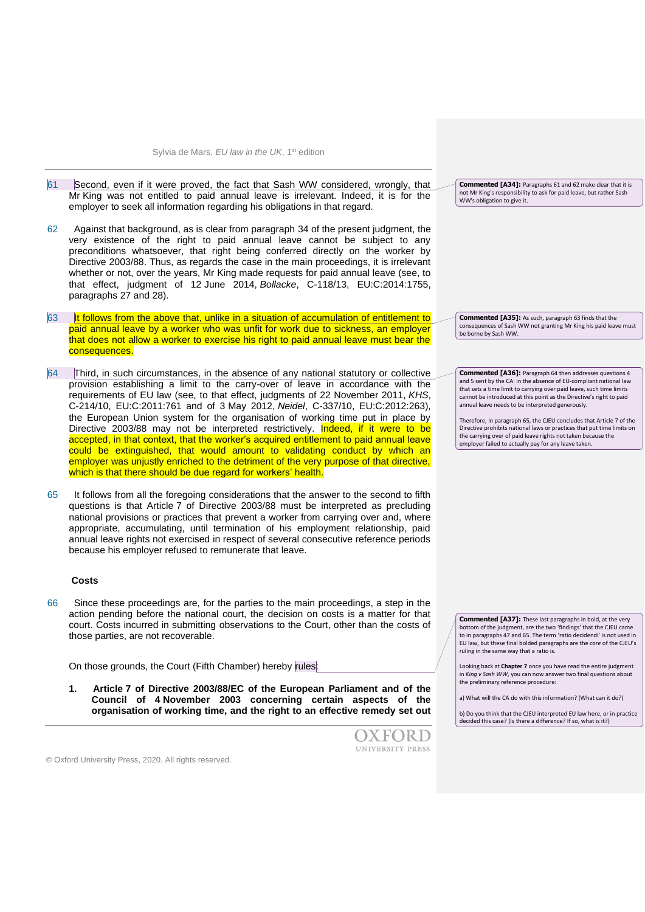61 Second, even if it were proved, the fact that Sash WW considered, wrongly, that Mr King was not entitled to paid annual leave is irrelevant. Indeed, it is for the employer to seek all information regarding his obligations in that regard.

> **Commented [A34]:** Paragraphs 61 and 62 make clear that it is not Mr King's responsibility to ask for paid leave, but rather Sash WW's obligation to give it.

62 Against that background, as is clear from paragraph 34 of the present judgment, the very existence of the right to paid annual leave cannot be subject to any preconditions whatsoever, that right being conferred directly on the worker by Directive 2003/88. Thus, as regards the case in the main proceedings, it is irrelevant whether or not, over the years, Mr King made requests for paid annual leave (see, to that effect, judgment of 12 June 2014, *Bollacke*, C-118/13, EU:C:2014:1755, paragraphs 27 and 28).

63 It follows from the above that, unlike in a situation of accumulation of entitlement to paid annual leave by a worker who was unfit for work due to sickness, an employer that does not allow a worker to exercise his right to paid annual leave must bear the consequences.

> **Commented [A35]:** As such, paragraph 63 finds that the consequences of Sash WW not granting Mr King his paid leave must be borne by Sash WW.

64 Third, in such circumstances, in the absence of any national statutory or collective provision establishing a limit to the carry-over of leave in accordance with the requirements of EU law (see, to that effect, judgments of 22 November 2011, *KHS*, C-214/10, EU:C:2011:761 and of 3 May 2012, *Neidel*, C-337/10, EU:C:2012:263), the European Union system for the organisation of working time put in place by Directive 2003/88 may not be interpreted restrictively. Indeed, if it were to be accepted, in that context, that the worker's acquired entitlement to paid annual leave could be extinguished, that would amount to validating conduct by which an employer was unjustly enriched to the detriment of the very purpose of that directive, which is that there should be due regard for workers' health.

> **Commented [A36]:** Paragraph 64 then addresses questions 4 and 5 sent by the CA: in the absence of EU-compliant national law that sets a time limit to carrying over paid leave, such time limits cannot be introduced at this point as the Directive's right to paid annual leave needs to be interpreted generously.
>
> Therefore, in paragraph 65, the CJEU concludes that Article 7 of the Directive prohibits national laws or practices that put time limits on the carrying over of paid leave rights not taken because the employer failed to actually pay for any leave taken.

65 It follows from all the foregoing considerations that the answer to the second to fifth questions is that Article 7 of Directive 2003/88 must be interpreted as precluding national provisions or practices that prevent a worker from carrying over and, where appropriate, accumulating, until termination of his employment relationship, paid annual leave rights not exercised in respect of several consecutive reference periods because his employer refused to remunerate that leave.

**Costs**

66 Since these proceedings are, for the parties to the main proceedings, a step in the action pending before the national court, the decision on costs is a matter for that court. Costs incurred in submitting observations to the Court, other than the costs of those parties, are not recoverable.

On those grounds, the Court (Fifth Chamber) hereby rules:

> **Commented [A37]:** These last paragraphs in bold, at the very bottom of the judgment, are the two 'findings' that the CJEU came to in paragraphs 47 and 65. The term 'ratio decidendi' is not used in EU law, but these final bolded paragraphs are the *core* of the CJEU's ruling in the same way that a ratio is.
>
> Looking back at **Chapter 7** once you have read the entire judgment in *King v Sash WW*, you can now answer two final questions about the preliminary reference procedure:
>
> a) What will the CA do with this information? (What can it do?)
>
> b) Do you think that the CJEU interpreted EU law here, or in practice decided this case? (Is there a difference? If so, what is it?)

1. **Article 7 of Directive 2003/88/EC of the European Parliament and of the Council of 4 November 2003 concerning certain aspects of the organisation of working time, and the right to an effective remedy set out**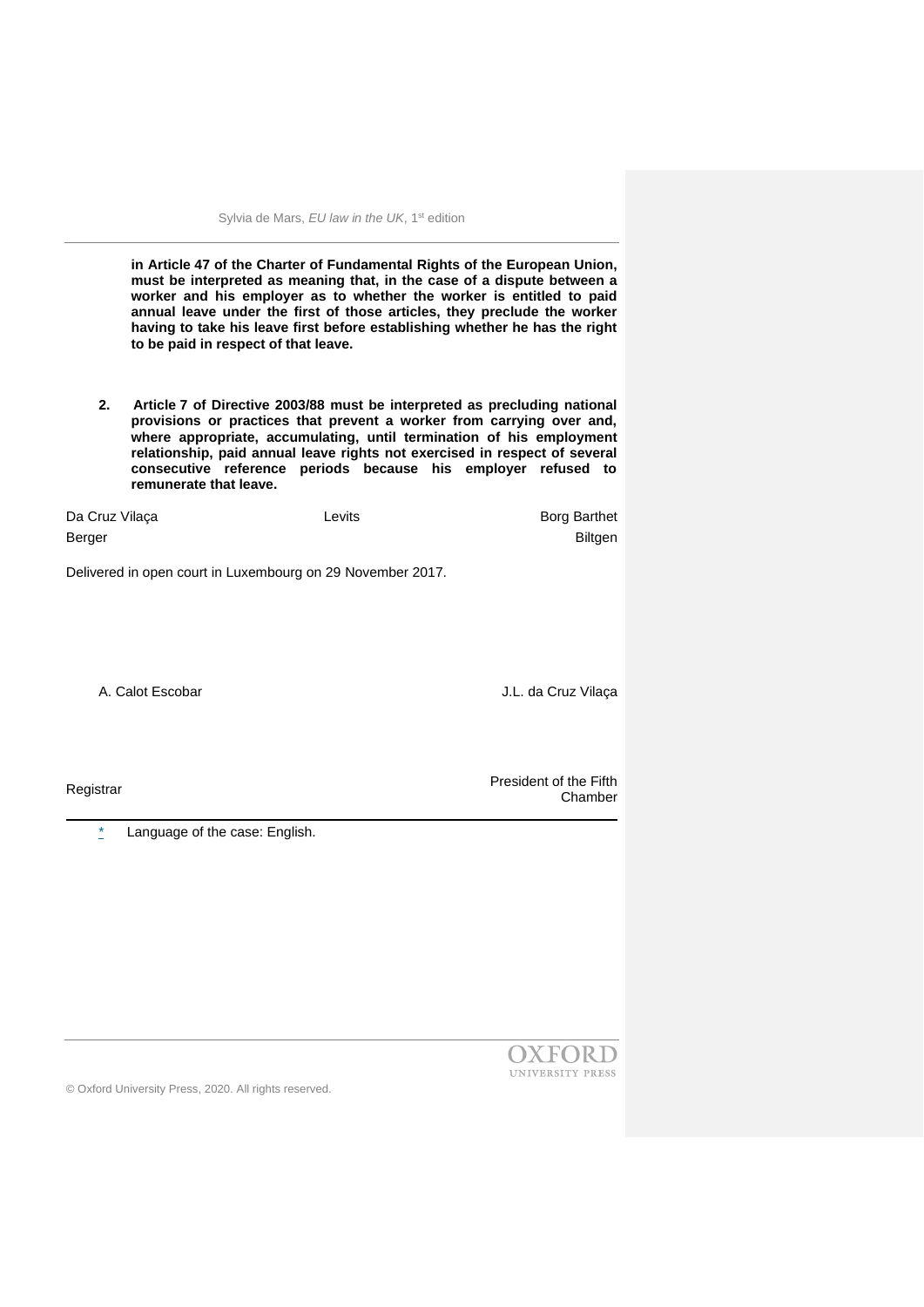**in Article 47 of the Charter of Fundamental Rights of the European Union, must be interpreted as meaning that, in the case of a dispute between a worker and his employer as to whether the worker is entitled to paid annual leave under the first of those articles, they preclude the worker having to take his leave first before establishing whether he has the right to be paid in respect of that leave.**

2. **Article 7 of Directive 2003/88 must be interpreted as precluding national provisions or practices that prevent a worker from carrying over and, where appropriate, accumulating, until termination of his employment relationship, paid annual leave rights not exercised in respect of several consecutive reference periods because his employer refused to remunerate that leave.**

| | | |
|---|---|---|
| Da Cruz Vilaça | Levits | Borg Barthet |
| Berger | | Biltgen |

Delivered in open court in Luxembourg on 29 November 2017.

| | |
|---|---|
| A. Calot Escobar | J.L. da Cruz Vilaça |
| Registrar | President of the Fifth Chamber |

\* Language of the case: English.